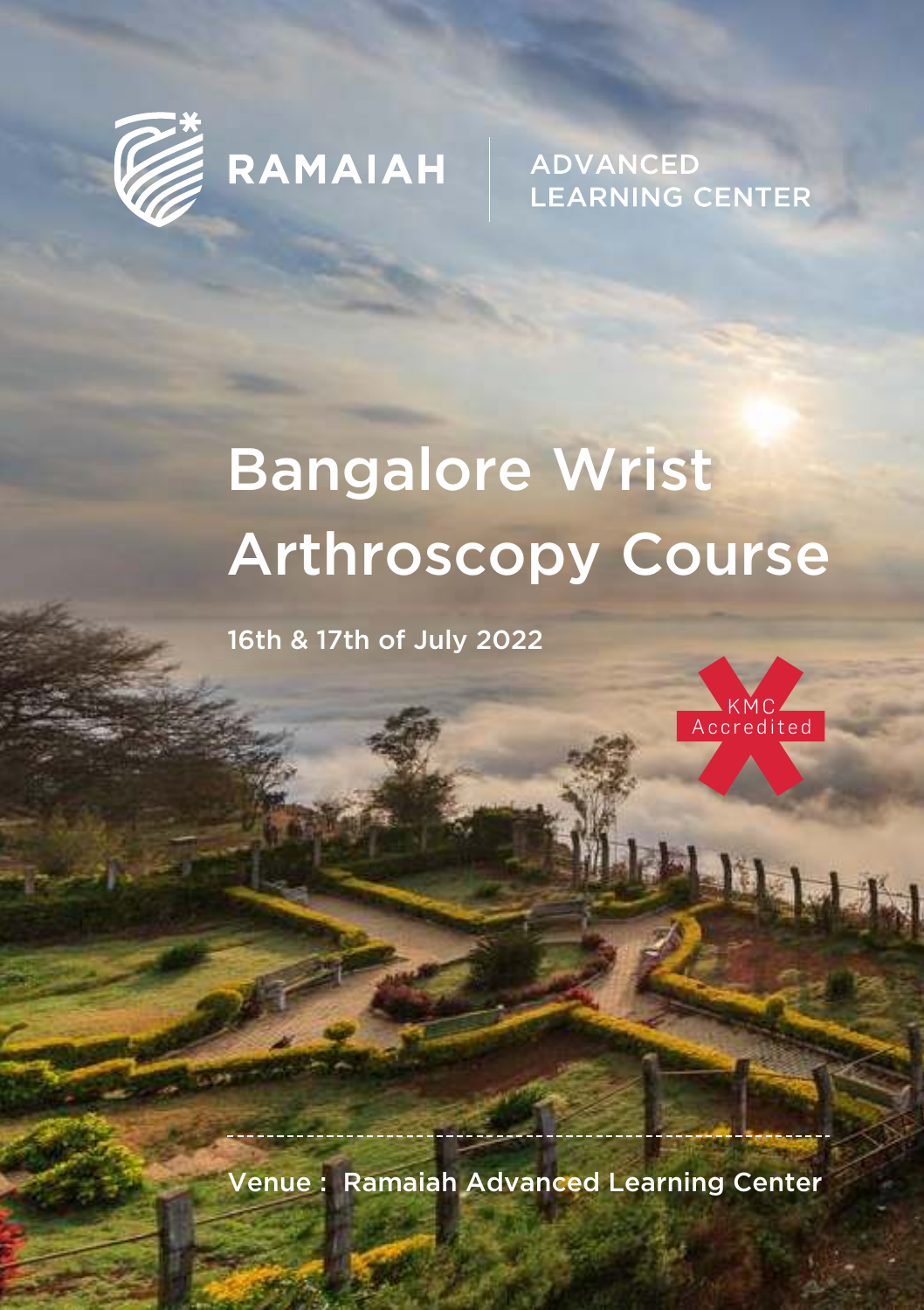RAMAIAH | ADVANCED LEARNING CENTER

# Bangalore Wrist Arthroscopy Course

16th & 17th of July 2022

KMC Accredited

Venue : Ramaiah Advanced Learning Center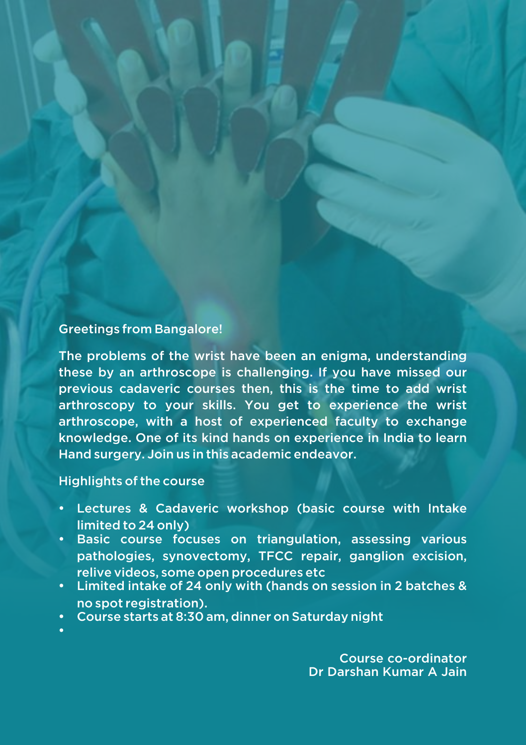Greetings from Bangalore!

The problems of the wrist have been an enigma, understanding these by an arthroscope is challenging. If you have missed our previous cadaveric courses then, this is the time to add wrist arthroscopy to your skills. You get to experience the wrist arthroscope, with a host of experienced faculty to exchange knowledge. One of its kind hands on experience in India to learn Hand surgery. Join us in this academic endeavor.

Highlights of the course

- Lectures & Cadaveric workshop (basic course with Intake limited to 24 only)
- Basic course focuses on triangulation, assessing various pathologies, synovectomy, TFCC repair, ganglion excision, relive videos, some open procedures etc
- Limited intake of 24 only with (hands on session in 2 batches & no spot registration).
- Course starts at 8:30 am, dinner on Saturday night
-

Course co-ordinator
Dr Darshan Kumar A Jain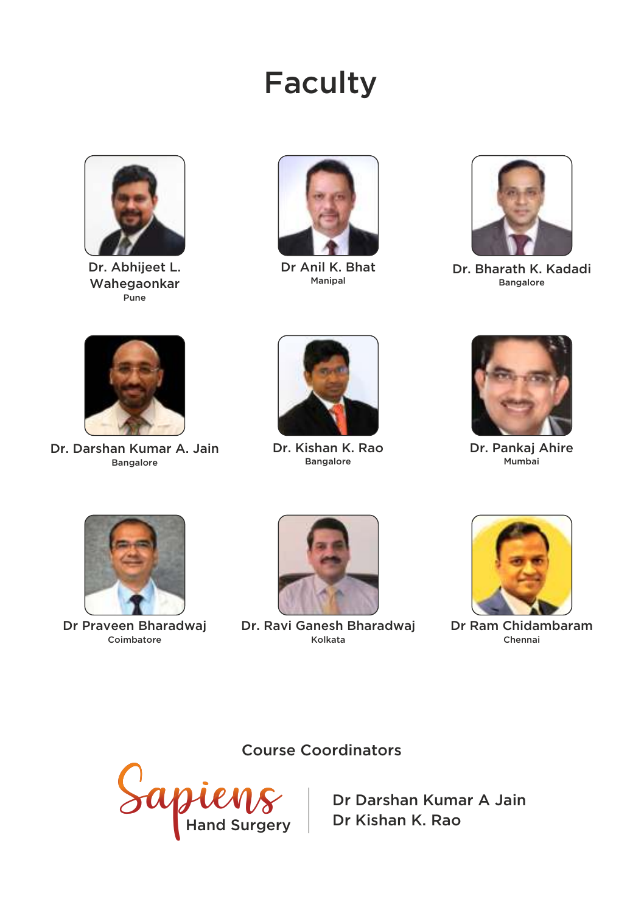# Faculty

**Dr. Abhijeet L. Wahegaonkar**
Pune

**Dr Anil K. Bhat**
Manipal

**Dr. Bharath K. Kadadi**
Bangalore

**Dr. Darshan Kumar A. Jain**
Bangalore

**Dr. Kishan K. Rao**
Bangalore

**Dr. Pankaj Ahire**
Mumbai

**Dr Praveen Bharadwaj**
Coimbatore

**Dr. Ravi Ganesh Bharadwaj**
Kolkata

**Dr Ram Chidambaram**
Chennai

## Course Coordinators

Sapiens Hand Surgery

Dr Darshan Kumar A Jain
Dr Kishan K. Rao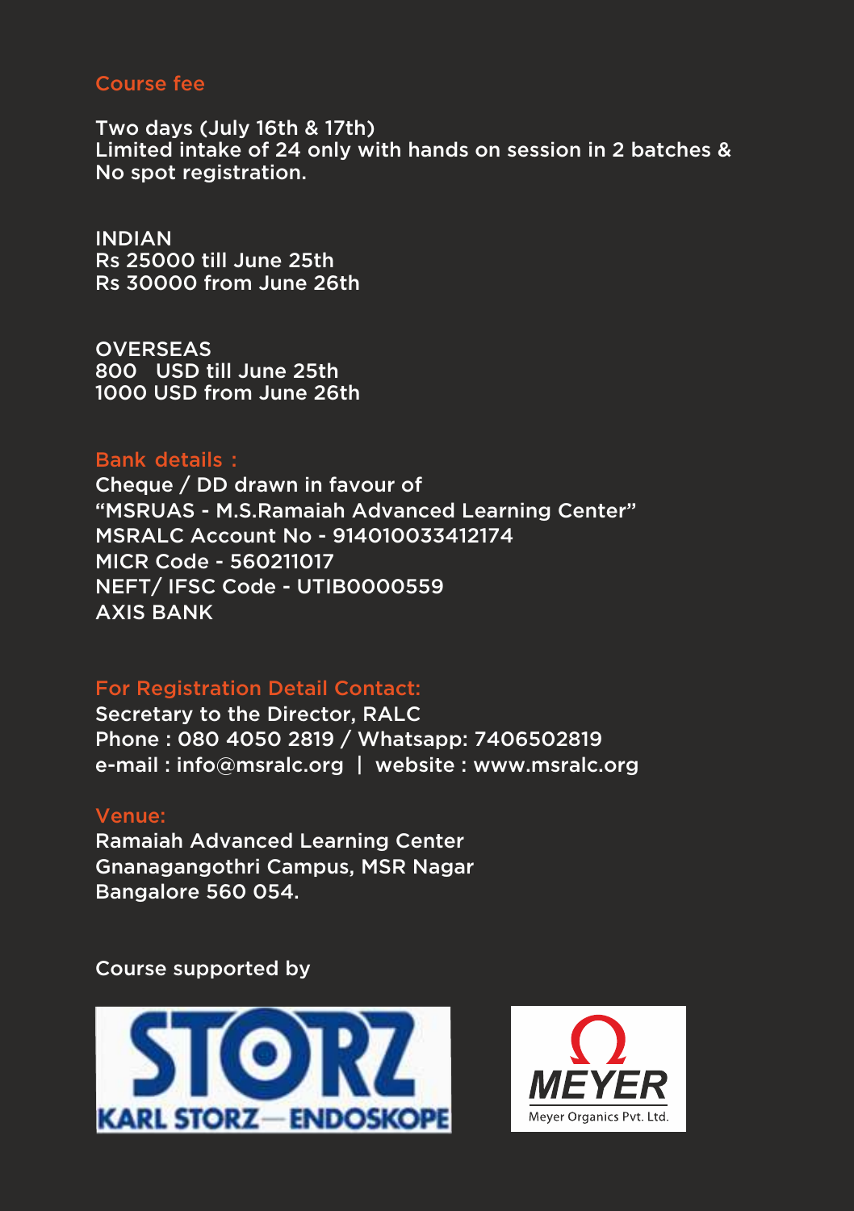## Course fee

Two days (July 16th & 17th)
Limited intake of 24 only with hands on session in 2 batches &
No spot registration.

INDIAN
Rs 25000 till June 25th
Rs 30000 from June 26th

OVERSEAS
800 USD till June 25th
1000 USD from June 26th

## Bank details :

Cheque / DD drawn in favour of
"MSRUAS - M.S.Ramaiah Advanced Learning Center"
MSRALC Account No - 914010033412174
MICR Code - 560211017
NEFT/ IFSC Code - UTIB0000559
AXIS BANK

## For Registration Detail Contact:

Secretary to the Director, RALC
Phone : 080 4050 2819 / Whatsapp: 7406502819
e-mail : info@msralc.org | website : www.msralc.org

## Venue:

Ramaiah Advanced Learning Center
Gnanagangothri Campus, MSR Nagar
Bangalore 560 054.

Course supported by

STORZ
KARL STORZ — ENDOSKOPE

MEYER
Meyer Organics Pvt. Ltd.